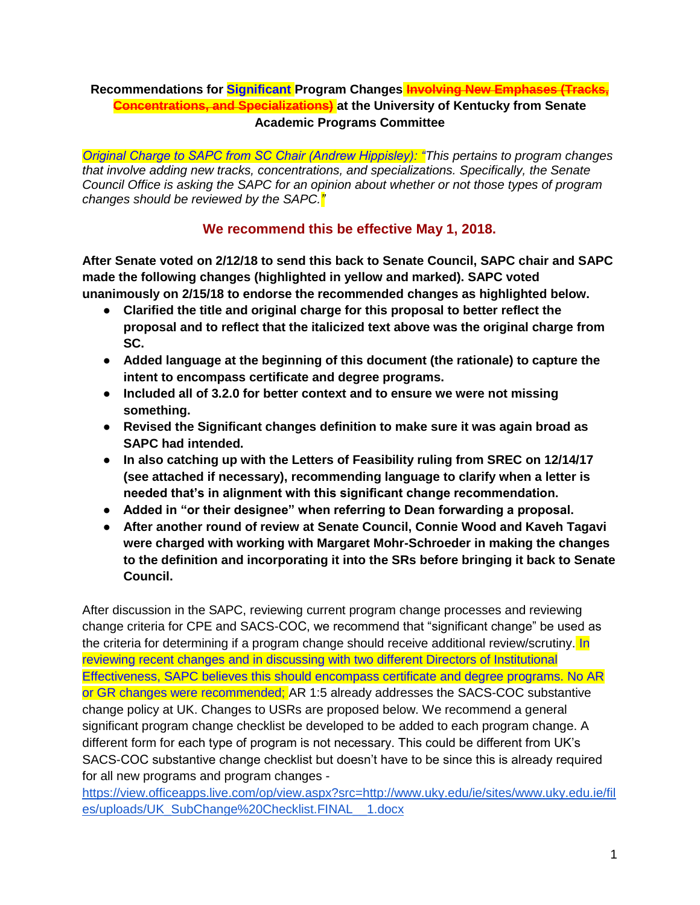**Recommendations for Significant Program Changes ~~Involving New Emphases (Tracks, Concentrations, and Specializations)~~ at the University of Kentucky from Senate Academic Programs Committee**

*Original Charge to SAPC from SC Chair (Andrew Hippisley): "This pertains to program changes that involve adding new tracks, concentrations, and specializations. Specifically, the Senate Council Office is asking the SAPC for an opinion about whether or not those types of program changes should be reviewed by the SAPC."*

**We recommend this be effective May 1, 2018.**

**After Senate voted on 2/12/18 to send this back to Senate Council, SAPC chair and SAPC made the following changes (highlighted in yellow and marked). SAPC voted unanimously on 2/15/18 to endorse the recommended changes as highlighted below.**

- **Clarified the title and original charge for this proposal to better reflect the proposal and to reflect that the italicized text above was the original charge from SC.**
- **Added language at the beginning of this document (the rationale) to capture the intent to encompass certificate and degree programs.**
- **Included all of 3.2.0 for better context and to ensure we were not missing something.**
- **Revised the Significant changes definition to make sure it was again broad as SAPC had intended.**
- **In also catching up with the Letters of Feasibility ruling from SREC on 12/14/17 (see attached if necessary), recommending language to clarify when a letter is needed that's in alignment with this significant change recommendation.**
- **Added in "or their designee" when referring to Dean forwarding a proposal.**
- **After another round of review at Senate Council, Connie Wood and Kaveh Tagavi were charged with working with Margaret Mohr-Schroeder in making the changes to the definition and incorporating it into the SRs before bringing it back to Senate Council.**

After discussion in the SAPC, reviewing current program change processes and reviewing change criteria for CPE and SACS-COC, we recommend that "significant change" be used as the criteria for determining if a program change should receive additional review/scrutiny. In reviewing recent changes and in discussing with two different Directors of Institutional Effectiveness, SAPC believes this should encompass certificate and degree programs. No AR or GR changes were recommended; AR 1:5 already addresses the SACS-COC substantive change policy at UK. Changes to USRs are proposed below. We recommend a general significant program change checklist be developed to be added to each program change. A different form for each type of program is not necessary. This could be different from UK's SACS-COC substantive change checklist but doesn't have to be since this is already required for all new programs and program changes - https://view.officeapps.live.com/op/view.aspx?src=http://www.uky.edu/ie/sites/www.uky.edu.ie/files/uploads/UK_SubChange%20Checklist.FINAL__1.docx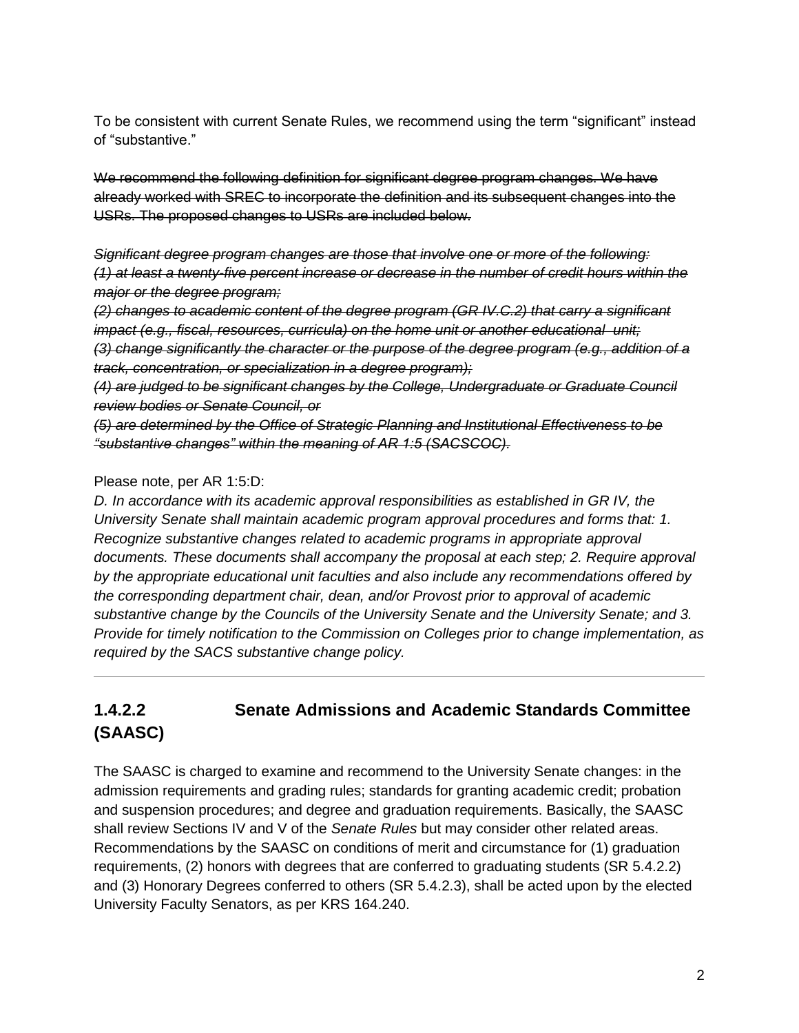To be consistent with current Senate Rules, we recommend using the term "significant" instead of "substantive."

~~We recommend the following definition for significant degree program changes. We have already worked with SREC to incorporate the definition and its subsequent changes into the USRs. The proposed changes to USRs are included below.~~

~~*Significant degree program changes are those that involve one or more of the following:*~~
~~*(1) at least a twenty-five percent increase or decrease in the number of credit hours within the major or the degree program;*~~
~~*(2) changes to academic content of the degree program (GR IV.C.2) that carry a significant impact (e.g., fiscal, resources, curricula) on the home unit or another educational unit;*~~
~~*(3) change significantly the character or the purpose of the degree program (e.g., addition of a track, concentration, or specialization in a degree program);*~~
~~*(4) are judged to be significant changes by the College, Undergraduate or Graduate Council review bodies or Senate Council, or*~~
~~*(5) are determined by the Office of Strategic Planning and Institutional Effectiveness to be "substantive changes" within the meaning of AR 1:5 (SACSCOC).*~~

Please note, per AR 1:5:D:
*D. In accordance with its academic approval responsibilities as established in GR IV, the University Senate shall maintain academic program approval procedures and forms that: 1. Recognize substantive changes related to academic programs in appropriate approval documents. These documents shall accompany the proposal at each step; 2. Require approval by the appropriate educational unit faculties and also include any recommendations offered by the corresponding department chair, dean, and/or Provost prior to approval of academic substantive change by the Councils of the University Senate and the University Senate; and 3. Provide for timely notification to the Commission on Colleges prior to change implementation, as required by the SACS substantive change policy.*

---

## 1.4.2.2 Senate Admissions and Academic Standards Committee (SAASC)

The SAASC is charged to examine and recommend to the University Senate changes: in the admission requirements and grading rules; standards for granting academic credit; probation and suspension procedures; and degree and graduation requirements. Basically, the SAASC shall review Sections IV and V of the *Senate Rules* but may consider other related areas. Recommendations by the SAASC on conditions of merit and circumstance for (1) graduation requirements, (2) honors with degrees that are conferred to graduating students (SR 5.4.2.2) and (3) Honorary Degrees conferred to others (SR 5.4.2.3), shall be acted upon by the elected University Faculty Senators, as per KRS 164.240.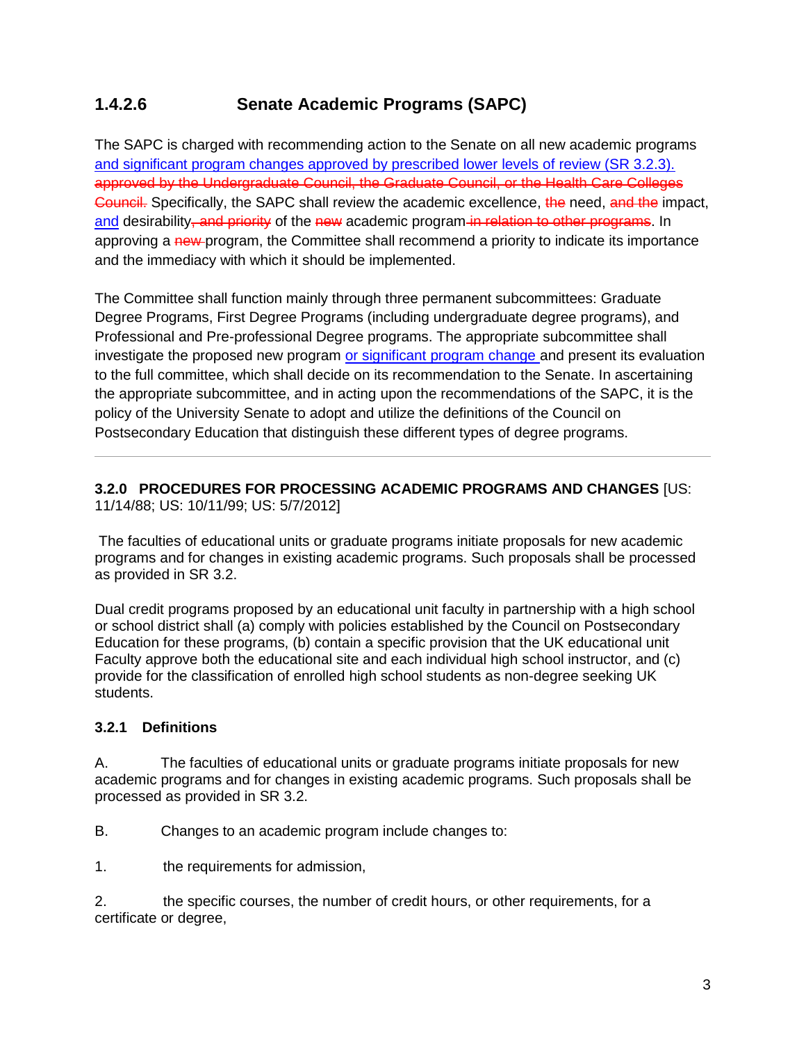### 1.4.2.6 Senate Academic Programs (SAPC)

The SAPC is charged with recommending action to the Senate on all new academic programs <u>and significant program changes approved by prescribed lower levels of review (SR 3.2.3).</u> ~~approved by the Undergraduate Council, the Graduate Council, or the Health Care Colleges Council.~~ Specifically, the SAPC shall review the academic excellence, ~~the~~ need, ~~and the~~ impact, <u>and</u> desirability~~, and priority~~ of the ~~new~~ academic program~~ in relation to other programs~~. In approving a ~~new~~ program, the Committee shall recommend a priority to indicate its importance and the immediacy with which it should be implemented.

The Committee shall function mainly through three permanent subcommittees: Graduate Degree Programs, First Degree Programs (including undergraduate degree programs), and Professional and Pre-professional Degree programs. The appropriate subcommittee shall investigate the proposed new program <u>or significant program change</u> and present its evaluation to the full committee, which shall decide on its recommendation to the Senate. In ascertaining the appropriate subcommittee, and in acting upon the recommendations of the SAPC, it is the policy of the University Senate to adopt and utilize the definitions of the Council on Postsecondary Education that distinguish these different types of degree programs.

---

**3.2.0 PROCEDURES FOR PROCESSING ACADEMIC PROGRAMS AND CHANGES** [US: 11/14/88; US: 10/11/99; US: 5/7/2012]

The faculties of educational units or graduate programs initiate proposals for new academic programs and for changes in existing academic programs. Such proposals shall be processed as provided in SR 3.2.

Dual credit programs proposed by an educational unit faculty in partnership with a high school or school district shall (a) comply with policies established by the Council on Postsecondary Education for these programs, (b) contain a specific provision that the UK educational unit Faculty approve both the educational site and each individual high school instructor, and (c) provide for the classification of enrolled high school students as non-degree seeking UK students.

**3.2.1 Definitions**

A. The faculties of educational units or graduate programs initiate proposals for new academic programs and for changes in existing academic programs. Such proposals shall be processed as provided in SR 3.2.

B. Changes to an academic program include changes to:

1. the requirements for admission,

2. the specific courses, the number of credit hours, or other requirements, for a certificate or degree,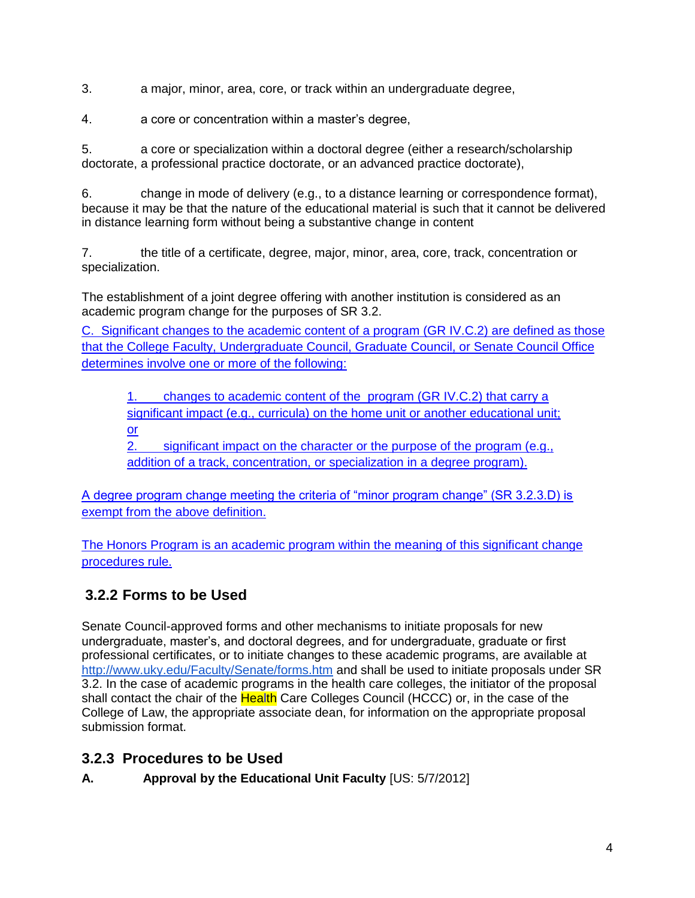3. a major, minor, area, core, or track within an undergraduate degree,

4. a core or concentration within a master's degree,

5. a core or specialization within a doctoral degree (either a research/scholarship doctorate, a professional practice doctorate, or an advanced practice doctorate),

6. change in mode of delivery (e.g., to a distance learning or correspondence format), because it may be that the nature of the educational material is such that it cannot be delivered in distance learning form without being a substantive change in content

7. the title of a certificate, degree, major, minor, area, core, track, concentration or specialization.

The establishment of a joint degree offering with another institution is considered as an academic program change for the purposes of SR 3.2.

C. Significant changes to the academic content of a program (GR IV.C.2) are defined as those that the College Faculty, Undergraduate Council, Graduate Council, or Senate Council Office determines involve one or more of the following:

> 1. changes to academic content of the program (GR IV.C.2) that carry a significant impact (e.g., curricula) on the home unit or another educational unit; or
> 2. significant impact on the character or the purpose of the program (e.g., addition of a track, concentration, or specialization in a degree program).

A degree program change meeting the criteria of "minor program change" (SR 3.2.3.D) is exempt from the above definition.

The Honors Program is an academic program within the meaning of this significant change procedures rule.

## 3.2.2 Forms to be Used

Senate Council-approved forms and other mechanisms to initiate proposals for new undergraduate, master's, and doctoral degrees, and for undergraduate, graduate or first professional certificates, or to initiate changes to these academic programs, are available at http://www.uky.edu/Faculty/Senate/forms.htm and shall be used to initiate proposals under SR 3.2. In the case of academic programs in the health care colleges, the initiator of the proposal shall contact the chair of the Health Care Colleges Council (HCCC) or, in the case of the College of Law, the appropriate associate dean, for information on the appropriate proposal submission format.

## 3.2.3 Procedures to be Used

**A. Approval by the Educational Unit Faculty** [US: 5/7/2012]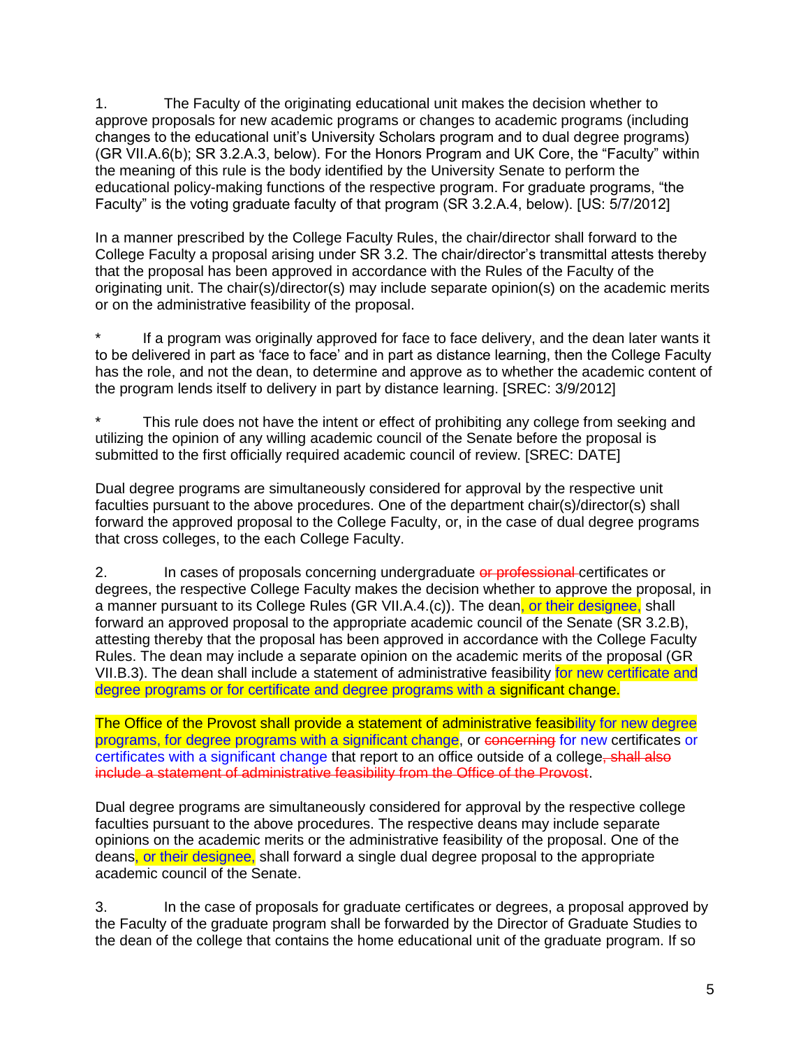1. The Faculty of the originating educational unit makes the decision whether to approve proposals for new academic programs or changes to academic programs (including changes to the educational unit's University Scholars program and to dual degree programs) (GR VII.A.6(b); SR 3.2.A.3, below). For the Honors Program and UK Core, the "Faculty" within the meaning of this rule is the body identified by the University Senate to perform the educational policy-making functions of the respective program. For graduate programs, "the Faculty" is the voting graduate faculty of that program (SR 3.2.A.4, below). [US: 5/7/2012]

In a manner prescribed by the College Faculty Rules, the chair/director shall forward to the College Faculty a proposal arising under SR 3.2. The chair/director's transmittal attests thereby that the proposal has been approved in accordance with the Rules of the Faculty of the originating unit. The chair(s)/director(s) may include separate opinion(s) on the academic merits or on the administrative feasibility of the proposal.

\* If a program was originally approved for face to face delivery, and the dean later wants it to be delivered in part as 'face to face' and in part as distance learning, then the College Faculty has the role, and not the dean, to determine and approve as to whether the academic content of the program lends itself to delivery in part by distance learning. [SREC: 3/9/2012]

\* This rule does not have the intent or effect of prohibiting any college from seeking and utilizing the opinion of any willing academic council of the Senate before the proposal is submitted to the first officially required academic council of review. [SREC: DATE]

Dual degree programs are simultaneously considered for approval by the respective unit faculties pursuant to the above procedures. One of the department chair(s)/director(s) shall forward the approved proposal to the College Faculty, or, in the case of dual degree programs that cross colleges, to the each College Faculty.

2. In cases of proposals concerning undergraduate ~~or professional~~ certificates or degrees, the respective College Faculty makes the decision whether to approve the proposal, in a manner pursuant to its College Rules (GR VII.A.4.(c)). The dean, or their designee, shall forward an approved proposal to the appropriate academic council of the Senate (SR 3.2.B), attesting thereby that the proposal has been approved in accordance with the College Faculty Rules. The dean may include a separate opinion on the academic merits of the proposal (GR VII.B.3). The dean shall include a statement of administrative feasibility for new certificate and degree programs or for certificate and degree programs with a significant change.

The Office of the Provost shall provide a statement of administrative feasibility for new degree programs, for degree programs with a significant change, or ~~concerning~~ for new certificates or certificates with a significant change that report to an office outside of a college~~, shall also include a statement of administrative feasibility from the Office of the Provost~~.

Dual degree programs are simultaneously considered for approval by the respective college faculties pursuant to the above procedures. The respective deans may include separate opinions on the academic merits or the administrative feasibility of the proposal. One of the deans, or their designee, shall forward a single dual degree proposal to the appropriate academic council of the Senate.

3. In the case of proposals for graduate certificates or degrees, a proposal approved by the Faculty of the graduate program shall be forwarded by the Director of Graduate Studies to the dean of the college that contains the home educational unit of the graduate program. If so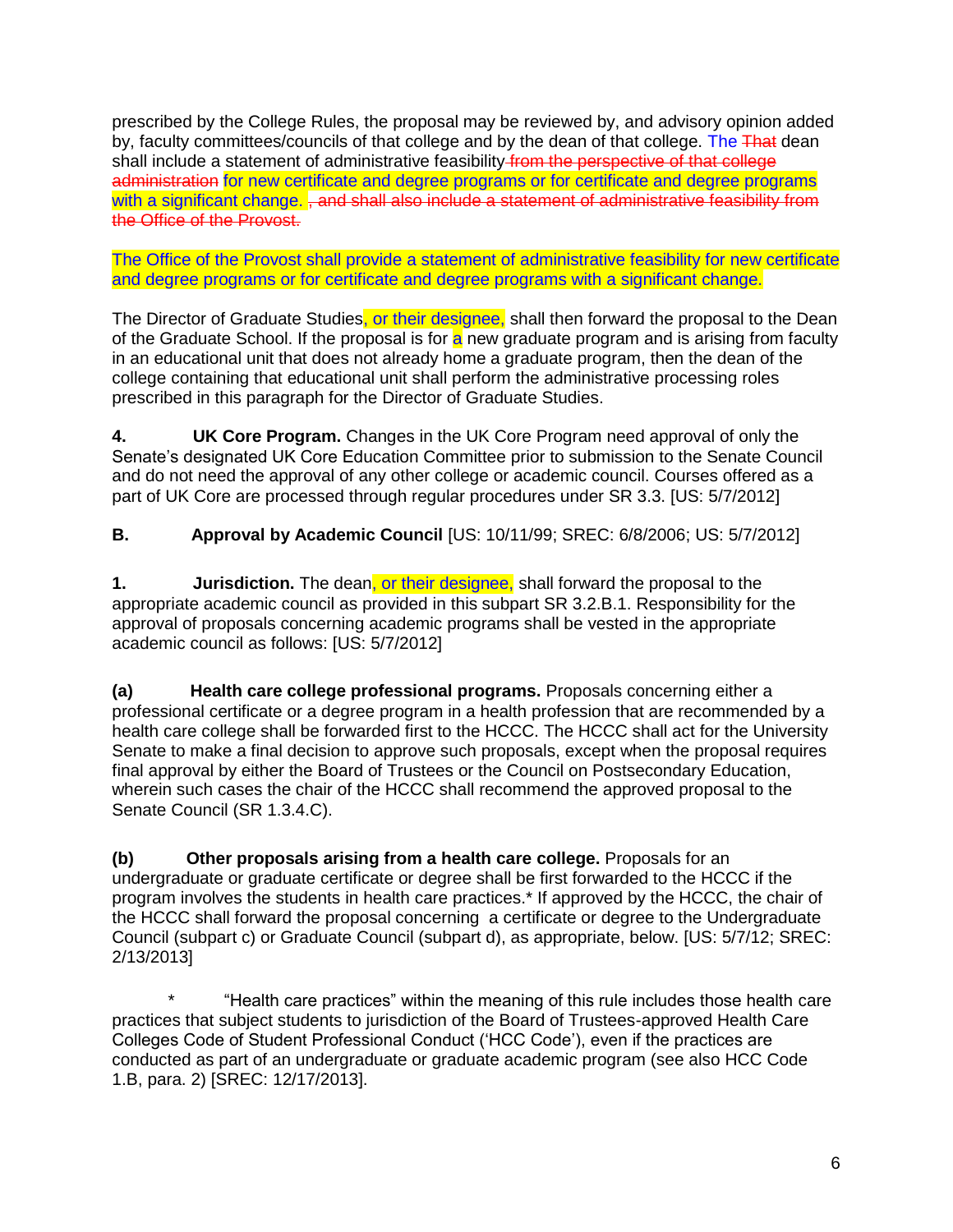prescribed by the College Rules, the proposal may be reviewed by, and advisory opinion added by, faculty committees/councils of that college and by the dean of that college. The ~~That~~ dean shall include a statement of administrative feasibility ~~from the perspective of that college administration~~ for new certificate and degree programs or for certificate and degree programs with a significant change. ~~, and shall also include a statement of administrative feasibility from the Office of the Provost.~~

The Office of the Provost shall provide a statement of administrative feasibility for new certificate and degree programs or for certificate and degree programs with a significant change.

The Director of Graduate Studies, or their designee, shall then forward the proposal to the Dean of the Graduate School. If the proposal is for a new graduate program and is arising from faculty in an educational unit that does not already home a graduate program, then the dean of the college containing that educational unit shall perform the administrative processing roles prescribed in this paragraph for the Director of Graduate Studies.

**4. UK Core Program.** Changes in the UK Core Program need approval of only the Senate's designated UK Core Education Committee prior to submission to the Senate Council and do not need the approval of any other college or academic council. Courses offered as a part of UK Core are processed through regular procedures under SR 3.3. [US: 5/7/2012]

**B. Approval by Academic Council** [US: 10/11/99; SREC: 6/8/2006; US: 5/7/2012]

**1. Jurisdiction.** The dean, or their designee, shall forward the proposal to the appropriate academic council as provided in this subpart SR 3.2.B.1. Responsibility for the approval of proposals concerning academic programs shall be vested in the appropriate academic council as follows: [US: 5/7/2012]

**(a) Health care college professional programs.** Proposals concerning either a professional certificate or a degree program in a health profession that are recommended by a health care college shall be forwarded first to the HCCC. The HCCC shall act for the University Senate to make a final decision to approve such proposals, except when the proposal requires final approval by either the Board of Trustees or the Council on Postsecondary Education, wherein such cases the chair of the HCCC shall recommend the approved proposal to the Senate Council (SR 1.3.4.C).

**(b) Other proposals arising from a health care college.** Proposals for an undergraduate or graduate certificate or degree shall be first forwarded to the HCCC if the program involves the students in health care practices.* If approved by the HCCC, the chair of the HCCC shall forward the proposal concerning a certificate or degree to the Undergraduate Council (subpart c) or Graduate Council (subpart d), as appropriate, below. [US: 5/7/12; SREC: 2/13/2013]

\* "Health care practices" within the meaning of this rule includes those health care practices that subject students to jurisdiction of the Board of Trustees-approved Health Care Colleges Code of Student Professional Conduct ('HCC Code'), even if the practices are conducted as part of an undergraduate or graduate academic program (see also HCC Code 1.B, para. 2) [SREC: 12/17/2013].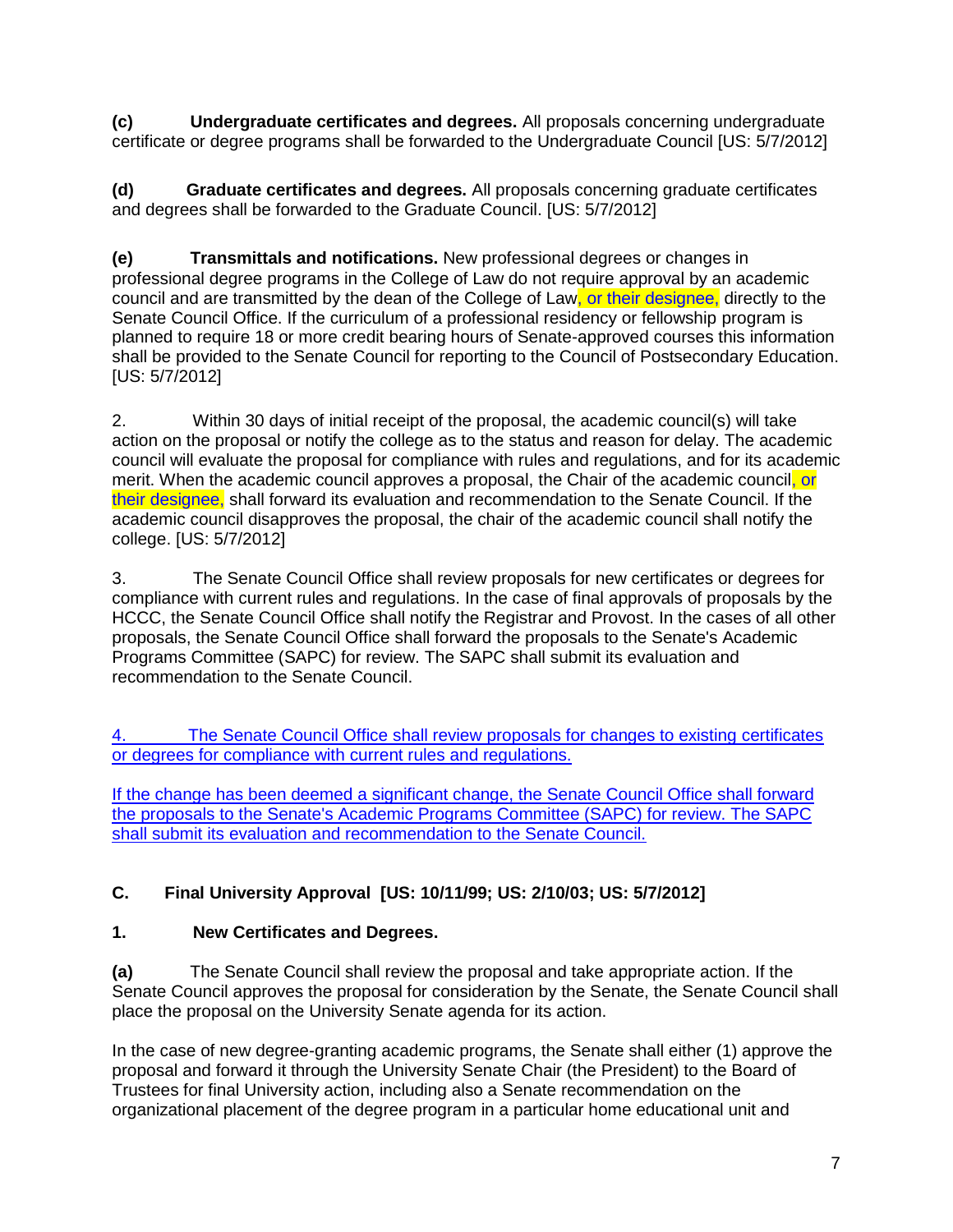**(c)** **Undergraduate certificates and degrees.** All proposals concerning undergraduate certificate or degree programs shall be forwarded to the Undergraduate Council [US: 5/7/2012]

**(d)** **Graduate certificates and degrees.** All proposals concerning graduate certificates and degrees shall be forwarded to the Graduate Council. [US: 5/7/2012]

**(e)** **Transmittals and notifications.** New professional degrees or changes in professional degree programs in the College of Law do not require approval by an academic council and are transmitted by the dean of the College of Law, or their designee, directly to the Senate Council Office. If the curriculum of a professional residency or fellowship program is planned to require 18 or more credit bearing hours of Senate-approved courses this information shall be provided to the Senate Council for reporting to the Council of Postsecondary Education. [US: 5/7/2012]

2. Within 30 days of initial receipt of the proposal, the academic council(s) will take action on the proposal or notify the college as to the status and reason for delay. The academic council will evaluate the proposal for compliance with rules and regulations, and for its academic merit. When the academic council approves a proposal, the Chair of the academic council, or their designee, shall forward its evaluation and recommendation to the Senate Council. If the academic council disapproves the proposal, the chair of the academic council shall notify the college. [US: 5/7/2012]

3. The Senate Council Office shall review proposals for new certificates or degrees for compliance with current rules and regulations. In the case of final approvals of proposals by the HCCC, the Senate Council Office shall notify the Registrar and Provost. In the cases of all other proposals, the Senate Council Office shall forward the proposals to the Senate's Academic Programs Committee (SAPC) for review. The SAPC shall submit its evaluation and recommendation to the Senate Council.

4. The Senate Council Office shall review proposals for changes to existing certificates or degrees for compliance with current rules and regulations.

If the change has been deemed a significant change, the Senate Council Office shall forward the proposals to the Senate's Academic Programs Committee (SAPC) for review. The SAPC shall submit its evaluation and recommendation to the Senate Council.

**C. Final University Approval [US: 10/11/99; US: 2/10/03; US: 5/7/2012]**

**1. New Certificates and Degrees.**

**(a)** The Senate Council shall review the proposal and take appropriate action. If the Senate Council approves the proposal for consideration by the Senate, the Senate Council shall place the proposal on the University Senate agenda for its action.

In the case of new degree-granting academic programs, the Senate shall either (1) approve the proposal and forward it through the University Senate Chair (the President) to the Board of Trustees for final University action, including also a Senate recommendation on the organizational placement of the degree program in a particular home educational unit and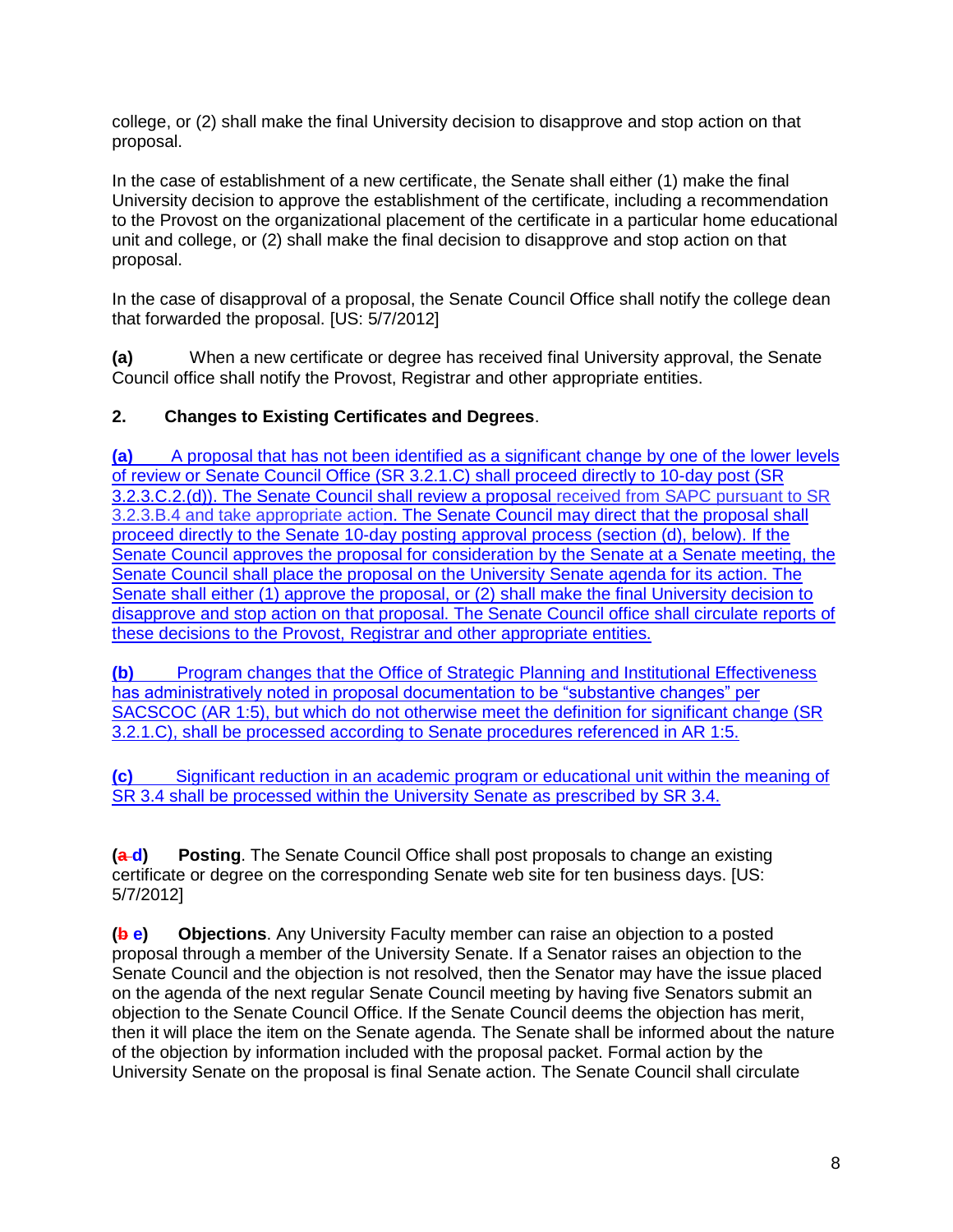college, or (2) shall make the final University decision to disapprove and stop action on that proposal.

In the case of establishment of a new certificate, the Senate shall either (1) make the final University decision to approve the establishment of the certificate, including a recommendation to the Provost on the organizational placement of the certificate in a particular home educational unit and college, or (2) shall make the final decision to disapprove and stop action on that proposal.

In the case of disapproval of a proposal, the Senate Council Office shall notify the college dean that forwarded the proposal. [US: 5/7/2012]

**(a)** When a new certificate or degree has received final University approval, the Senate Council office shall notify the Provost, Registrar and other appropriate entities.

**2. Changes to Existing Certificates and Degrees**.

**(a)** A proposal that has not been identified as a significant change by one of the lower levels of review or Senate Council Office (SR 3.2.1.C) shall proceed directly to 10-day post (SR 3.2.3.C.2.(d)). The Senate Council shall review a proposal received from SAPC pursuant to SR 3.2.3.B.4 and take appropriate action. The Senate Council may direct that the proposal shall proceed directly to the Senate 10-day posting approval process (section (d), below). If the Senate Council approves the proposal for consideration by the Senate at a Senate meeting, the Senate Council shall place the proposal on the University Senate agenda for its action. The Senate shall either (1) approve the proposal, or (2) shall make the final University decision to disapprove and stop action on that proposal. The Senate Council office shall circulate reports of these decisions to the Provost, Registrar and other appropriate entities.

**(b)** Program changes that the Office of Strategic Planning and Institutional Effectiveness has administratively noted in proposal documentation to be "substantive changes" per SACSCOC (AR 1:5), but which do not otherwise meet the definition for significant change (SR 3.2.1.C), shall be processed according to Senate procedures referenced in AR 1:5.

**(c)** Significant reduction in an academic program or educational unit within the meaning of SR 3.4 shall be processed within the University Senate as prescribed by SR 3.4.

**(~~a~~ d) Posting**. The Senate Council Office shall post proposals to change an existing certificate or degree on the corresponding Senate web site for ten business days. [US: 5/7/2012]

**(~~b~~ e) Objections**. Any University Faculty member can raise an objection to a posted proposal through a member of the University Senate. If a Senator raises an objection to the Senate Council and the objection is not resolved, then the Senator may have the issue placed on the agenda of the next regular Senate Council meeting by having five Senators submit an objection to the Senate Council Office. If the Senate Council deems the objection has merit, then it will place the item on the Senate agenda. The Senate shall be informed about the nature of the objection by information included with the proposal packet. Formal action by the University Senate on the proposal is final Senate action. The Senate Council shall circulate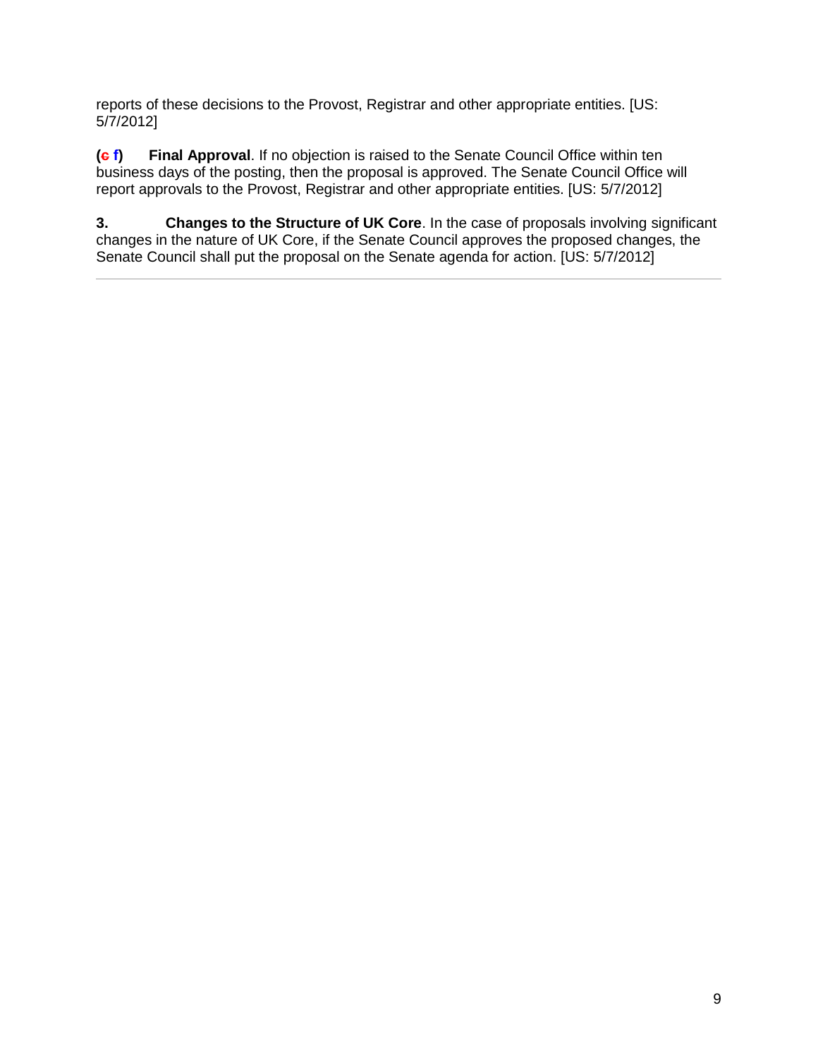reports of these decisions to the Provost, Registrar and other appropriate entities. [US: 5/7/2012]

**(~~c~~ f)** **Final Approval**. If no objection is raised to the Senate Council Office within ten business days of the posting, then the proposal is approved. The Senate Council Office will report approvals to the Provost, Registrar and other appropriate entities. [US: 5/7/2012]

**3.** **Changes to the Structure of UK Core**. In the case of proposals involving significant changes in the nature of UK Core, if the Senate Council approves the proposed changes, the Senate Council shall put the proposal on the Senate agenda for action. [US: 5/7/2012]

---